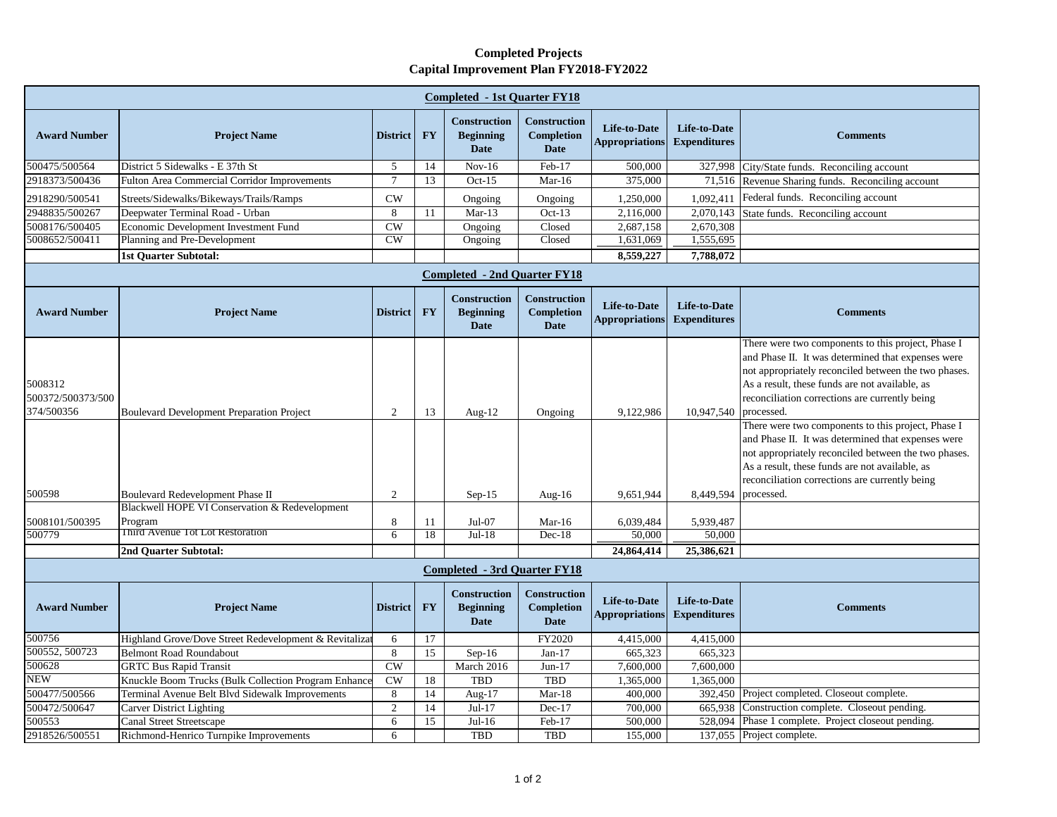# Completed Projects
## Capital Improvement Plan FY2018-FY2022

**Completed - 1st Quarter FY18**

| Award Number | Project Name | District | FY | Construction Beginning Date | Construction Completion Date | Life-to-Date Appropriations | Life-to-Date Expenditures | Comments |
|---|---|---|---|---|---|---|---|---|
| 500475/500564 | District 5 Sidewalks - E 37th St | 5 | 14 | Nov-16 | Feb-17 | 500,000 | 327,998 | City/State funds. Reconciling account |
| 2918373/500436 | Fulton Area Commercial Corridor Improvements | 7 | 13 | Oct-15 | Mar-16 | 375,000 | 71,516 | Revenue Sharing funds. Reconciling account |
| 2918290/500541 | Streets/Sidewalks/Bikeways/Trails/Ramps | CW | | Ongoing | Ongoing | 1,250,000 | 1,092,411 | Federal funds. Reconciling account |
| 2948835/500267 | Deepwater Terminal Road - Urban | 8 | 11 | Mar-13 | Oct-13 | 2,116,000 | 2,070,143 | State funds. Reconciling account |
| 5008176/500405 | Economic Development Investment Fund | CW | | Ongoing | Closed | 2,687,158 | 2,670,308 | |
| 5008652/500411 | Planning and Pre-Development | CW | | Ongoing | Closed | 1,631,069 | 1,555,695 | |
| | **1st Quarter Subtotal:** | | | | | **8,559,227** | **7,788,072** | |

**Completed - 2nd Quarter FY18**

| Award Number | Project Name | District | FY | Construction Beginning Date | Construction Completion Date | Life-to-Date Appropriations | Life-to-Date Expenditures | Comments |
|---|---|---|---|---|---|---|---|---|
| 5008312 500372/500373/500374/500356 | Boulevard Development Preparation Project | 2 | 13 | Aug-12 | Ongoing | 9,122,986 | 10,947,540 | There were two components to this project, Phase I and Phase II. It was determined that expenses were not appropriately reconciled between the two phases. As a result, these funds are not available, as reconciliation corrections are currently being processed. |
| 500598 | Boulevard Redevelopment Phase II | 2 | | Sep-15 | Aug-16 | 9,651,944 | 8,449,594 | There were two components to this project, Phase I and Phase II. It was determined that expenses were not appropriately reconciled between the two phases. As a result, these funds are not available, as reconciliation corrections are currently being processed. |
| 5008101/500395 | Blackwell HOPE VI Conservation & Redevelopment Program | 8 | 11 | Jul-07 | Mar-16 | 6,039,484 | 5,939,487 | |
| 500779 | Third Avenue Tot Lot Restoration | 6 | 18 | Jul-18 | Dec-18 | 50,000 | 50,000 | |
| | **2nd Quarter Subtotal:** | | | | | **24,864,414** | **25,386,621** | |

**Completed - 3rd Quarter FY18**

| Award Number | Project Name | District | FY | Construction Beginning Date | Construction Completion Date | Life-to-Date Appropriations | Life-to-Date Expenditures | Comments |
|---|---|---|---|---|---|---|---|---|
| 500756 | Highland Grove/Dove Street Redevelopment & Revitalizat | 6 | 17 | | FY2020 | 4,415,000 | 4,415,000 | |
| 500552, 500723 | Belmont Road Roundabout | 8 | 15 | Sep-16 | Jan-17 | 665,323 | 665,323 | |
| 500628 | GRTC Bus Rapid Transit | CW | | March 2016 | Jun-17 | 7,600,000 | 7,600,000 | |
| NEW | Knuckle Boom Trucks (Bulk Collection Program Enhance | CW | 18 | TBD | TBD | 1,365,000 | 1,365,000 | |
| 500477/500566 | Terminal Avenue Belt Blvd Sidewalk Improvements | 8 | 14 | Aug-17 | Mar-18 | 400,000 | 392,450 | Project completed. Closeout complete. |
| 500472/500647 | Carver District Lighting | 2 | 14 | Jul-17 | Dec-17 | 700,000 | 665,938 | Construction complete. Closeout pending. |
| 500553 | Canal Street Streetscape | 6 | 15 | Jul-16 | Feb-17 | 500,000 | 528,094 | Phase 1 complete. Project closeout pending. |
| 2918526/500551 | Richmond-Henrico Turnpike Improvements | 6 | | TBD | TBD | 155,000 | 137,055 | Project complete. |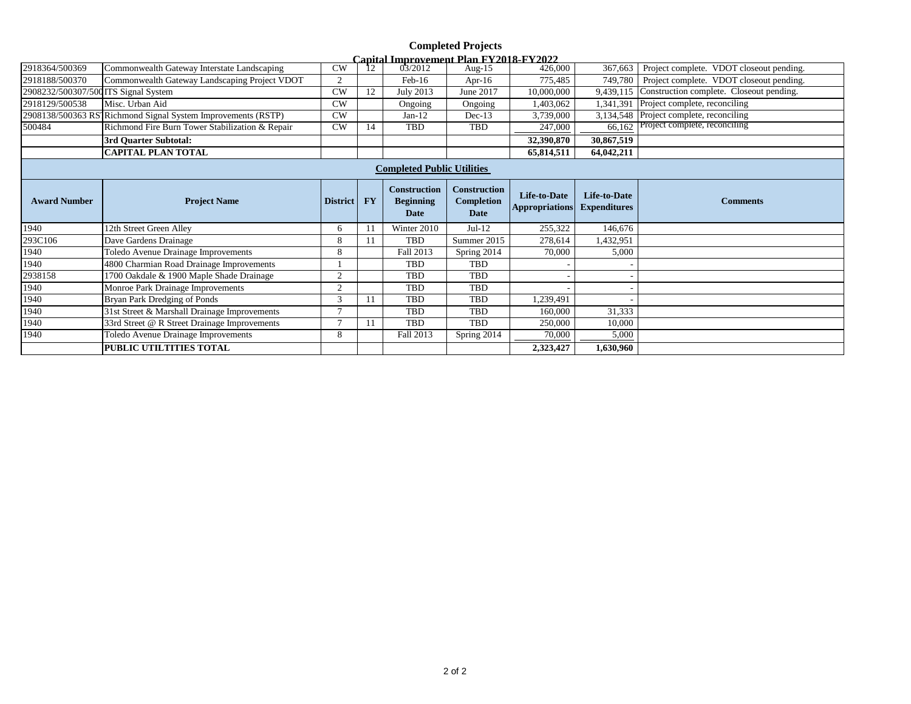# Completed Projects

## Capital Improvement Plan FY2018-FY2022

| | | | | | | | | |
|---|---|---|---|---|---|---|---|---|
| 2918364/500369 | Commonwealth Gateway Interstate Landscaping | CW | 12 | 03/2012 | Aug-15 | 426,000 | 367,663 | Project complete. VDOT closeout pending. |
| 2918188/500370 | Commonwealth Gateway Landscaping Project VDOT | 2 | | Feb-16 | Apr-16 | 775,485 | 749,780 | Project complete. VDOT closeout pending. |
| 2908232/500307/500 | ITS Signal System | CW | 12 | July 2013 | June 2017 | 10,000,000 | 9,439,115 | Construction complete. Closeout pending. |
| 2918129/500538 | Misc. Urban Aid | CW | | Ongoing | Ongoing | 1,403,062 | 1,341,391 | Project complete, reconciling |
| 2908138/500363 RST | Richmond Signal System Improvements (RSTP) | CW | | Jan-12 | Dec-13 | 3,739,000 | 3,134,548 | Project complete, reconciling |
| 500484 | Richmond Fire Burn Tower Stabilization & Repair | CW | 14 | TBD | TBD | 247,000 | 66,162 | Project complete, reconciling |
| | **3rd Quarter Subtotal:** | | | | | **32,390,870** | **30,867,519** | |
| | **CAPITAL PLAN TOTAL** | | | | | **65,814,511** | **64,042,211** | |

## Completed Public Utilities

| Award Number | Project Name | District | FY | Construction Beginning Date | Construction Completion Date | Life-to-Date Appropriations | Life-to-Date Expenditures | Comments |
|---|---|---|---|---|---|---|---|---|
| 1940 | 12th Street Green Alley | 6 | 11 | Winter 2010 | Jul-12 | 255,322 | 146,676 | |
| 293C106 | Dave Gardens Drainage | 8 | 11 | TBD | Summer 2015 | 278,614 | 1,432,951 | |
| 1940 | Toledo Avenue Drainage Improvements | 8 | | Fall 2013 | Spring 2014 | 70,000 | 5,000 | |
| 1940 | 4800 Charmian Road Drainage Improvements | 1 | | TBD | TBD | - | - | |
| 2938158 | 1700 Oakdale & 1900 Maple Shade Drainage | 2 | | TBD | TBD | - | - | |
| 1940 | Monroe Park Drainage Improvements | 2 | | TBD | TBD | - | - | |
| 1940 | Bryan Park Dredging of Ponds | 3 | 11 | TBD | TBD | 1,239,491 | - | |
| 1940 | 31st Street & Marshall Drainage Improvements | 7 | | TBD | TBD | 160,000 | 31,333 | |
| 1940 | 33rd Street @ R Street Drainage Improvements | 7 | 11 | TBD | TBD | 250,000 | 10,000 | |
| 1940 | Toledo Avenue Drainage Improvements | 8 | | Fall 2013 | Spring 2014 | 70,000 | 5,000 | |
| | **PUBLIC UTILTITIES TOTAL** | | | | | **2,323,427** | **1,630,960** | |